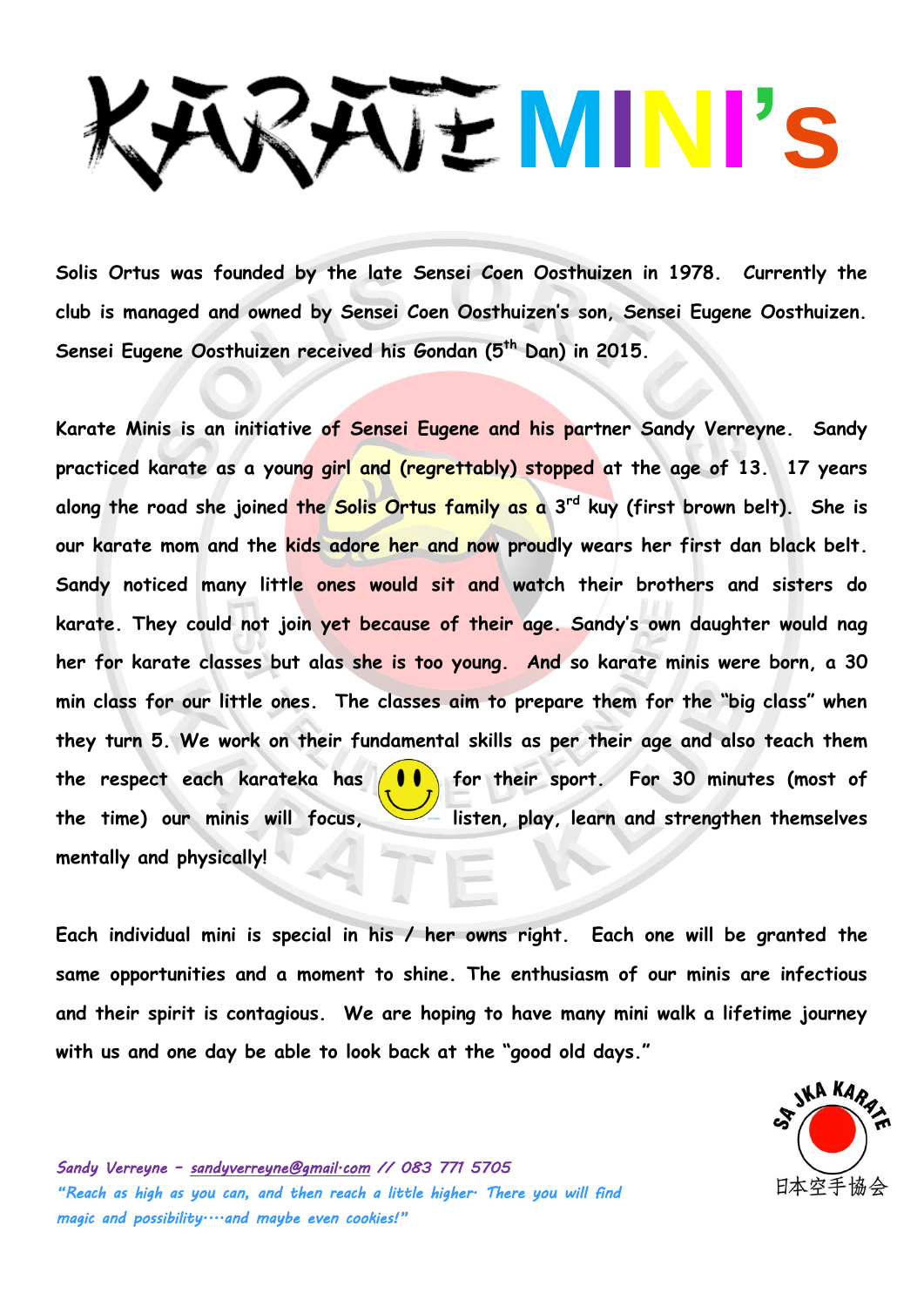# KARATE MINI's

**Solis Ortus was founded by the late Sensei Coen Oosthuizen in 1978. Currently the club is managed and owned by Sensei Coen Oosthuizen's son, Sensei Eugene Oosthuizen. Sensei Eugene Oosthuizen received his Gondan (5th Dan) in 2015.**

**Karate Minis is an initiative of Sensei Eugene and his partner Sandy Verreyne. Sandy practiced karate as a young girl and (regrettably) stopped at the age of 13. 17 years along the road she joined the Solis Ortus family as a 3rd kuy (first brown belt). She is our karate mom and the kids adore her and now proudly wears her first dan black belt. Sandy noticed many little ones would sit and watch their brothers and sisters do karate. They could not join yet because of their age. Sandy's own daughter would nag her for karate classes but alas she is too young. And so karate minis were born, a 30 min class for our little ones. The classes aim to prepare them for the "big class" when they turn 5. We work on their fundamental skills as per their age and also teach them the respect each karateka has for their sport. For 30 minutes (most of the time) our minis will focus, listen, play, learn and strengthen themselves mentally and physically!**

**Each individual mini is special in his / her owns right. Each one will be granted the same opportunities and a moment to shine. The enthusiasm of our minis are infectious and their spirit is contagious. We are hoping to have many mini walk a lifetime journey with us and one day be able to look back at the "good old days."**

*Sandy Verreyne – sandyverreyne@gmail.com // 083 771 5705*
*"Reach as high as you can, and then reach a little higher. There you will find magic and possibility….and maybe even cookies!"*

SA JKA KARATE
日本空手協会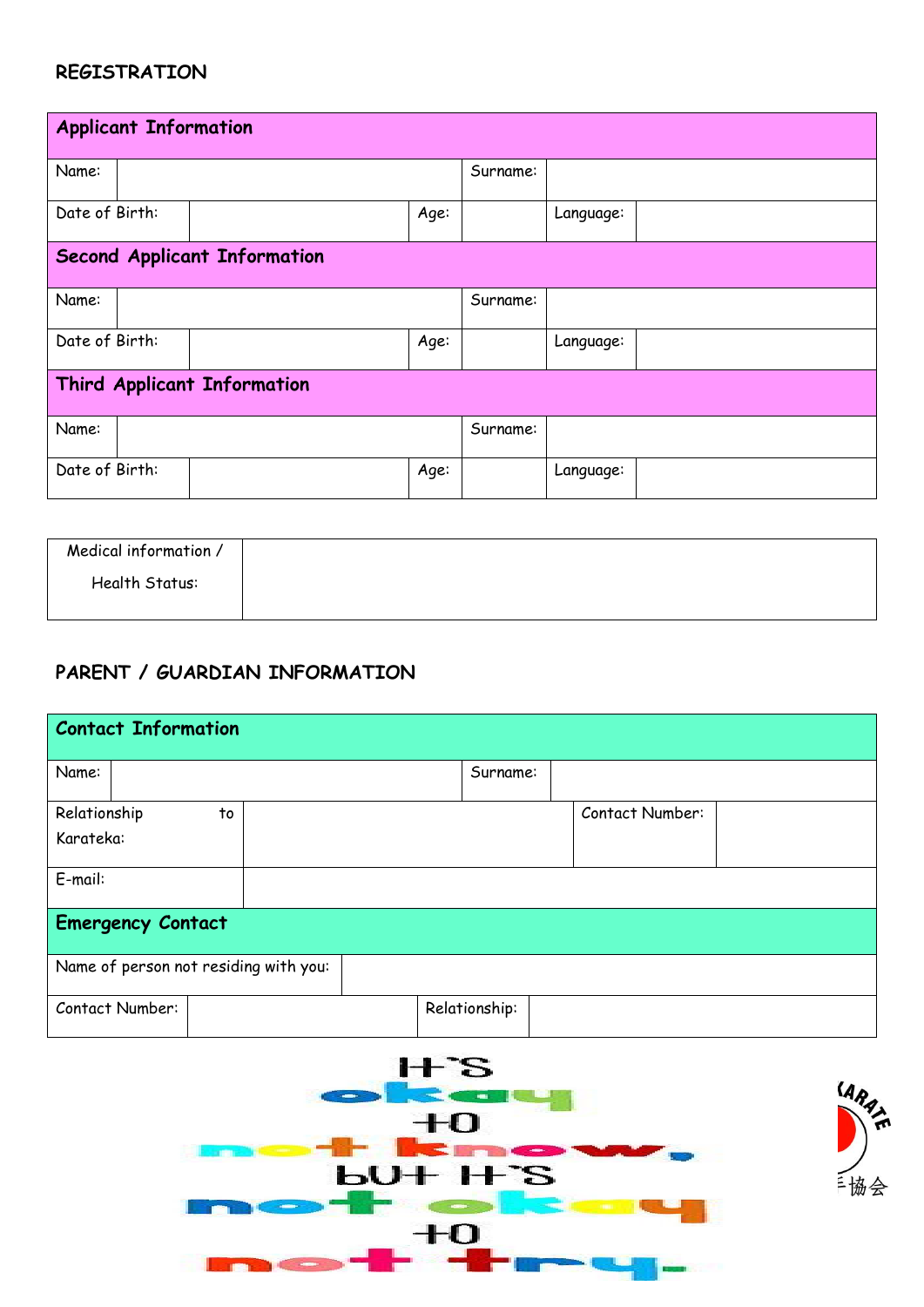## REGISTRATION

| Applicant Information | | | | | |
|---|---|---|---|---|---|
| Name: | | | Surname: | | |
| Date of Birth: | | Age: | | Language: | |
| **Second Applicant Information** | | | | | |
| Name: | | | Surname: | | |
| Date of Birth: | | Age: | | Language: | |
| **Third Applicant Information** | | | | | |
| Name: | | | Surname: | | |
| Date of Birth: | | Age: | | Language: | |

| Medical information / Health Status: | |
|---|---|

## PARENT / GUARDIAN INFORMATION

| Contact Information | | | |
|---|---|---|---|
| Name: | | Surname: | |
| Relationship to Karateka: | | Contact Number: | |
| E-mail: | | | |
| **Emergency Contact** | | | |
| Name of person not residing with you: | | | |
| Contact Number: | | Relationship: | |

IT'S okay to not know, but IT'S not okay to not try.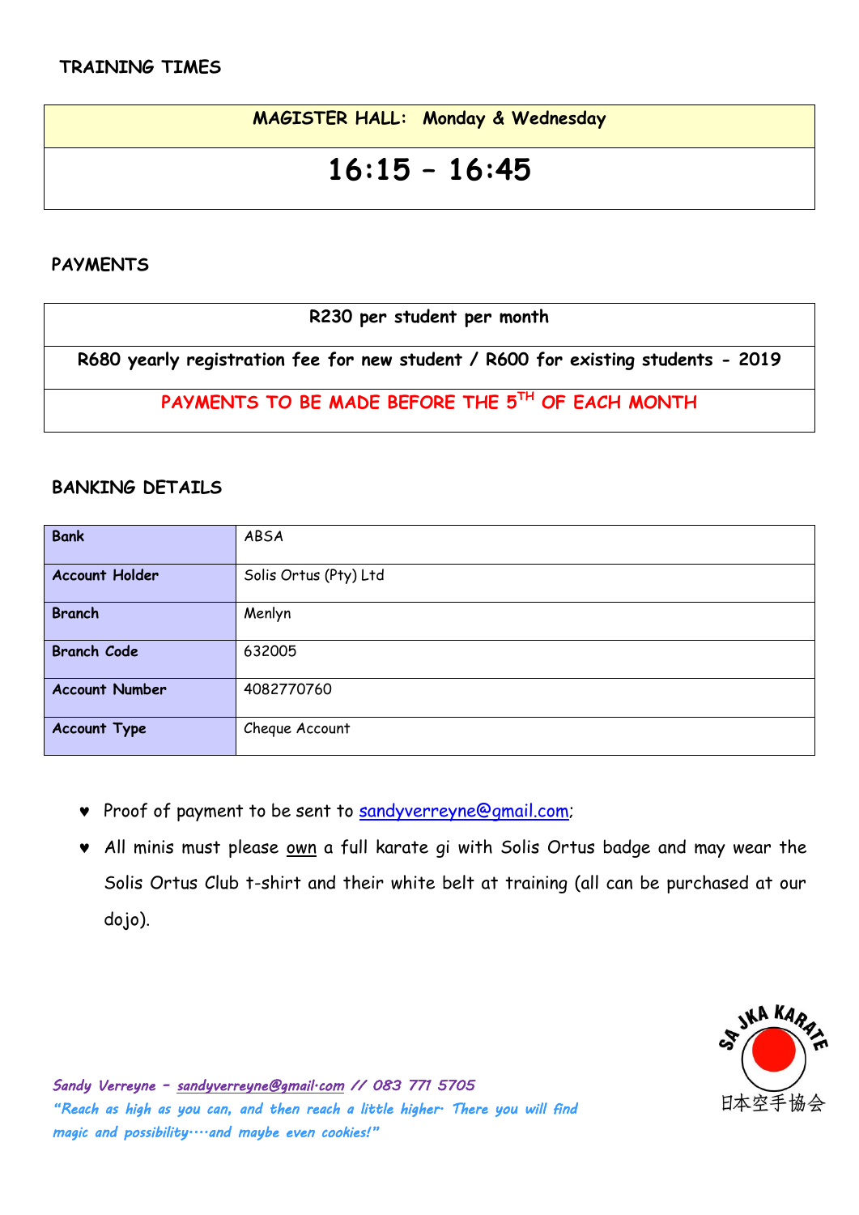## TRAINING TIMES

| **MAGISTER HALL: Monday & Wednesday** |
| --- |
| **16:15 – 16:45** |

## PAYMENTS

| **R230 per student per month** |
| --- |
| **R680 yearly registration fee for new student / R600 for existing students - 2019** |
| **PAYMENTS TO BE MADE BEFORE THE 5TH OF EACH MONTH** |

## BANKING DETAILS

| | |
| --- | --- |
| **Bank** | ABSA |
| **Account Holder** | Solis Ortus (Pty) Ltd |
| **Branch** | Menlyn |
| **Branch Code** | 632005 |
| **Account Number** | 4082770760 |
| **Account Type** | Cheque Account |

- Proof of payment to be sent to sandyverreyne@gmail.com;
- All minis must please own a full karate gi with Solis Ortus badge and may wear the Solis Ortus Club t-shirt and their white belt at training (all can be purchased at our dojo).

*Sandy Verreyne – sandyverreyne@gmail.com // 083 771 5705*

*"Reach as high as you can, and then reach a little higher. There you will find magic and possibility….and maybe even cookies!"*

SA JKA KARATE

日本空手協会